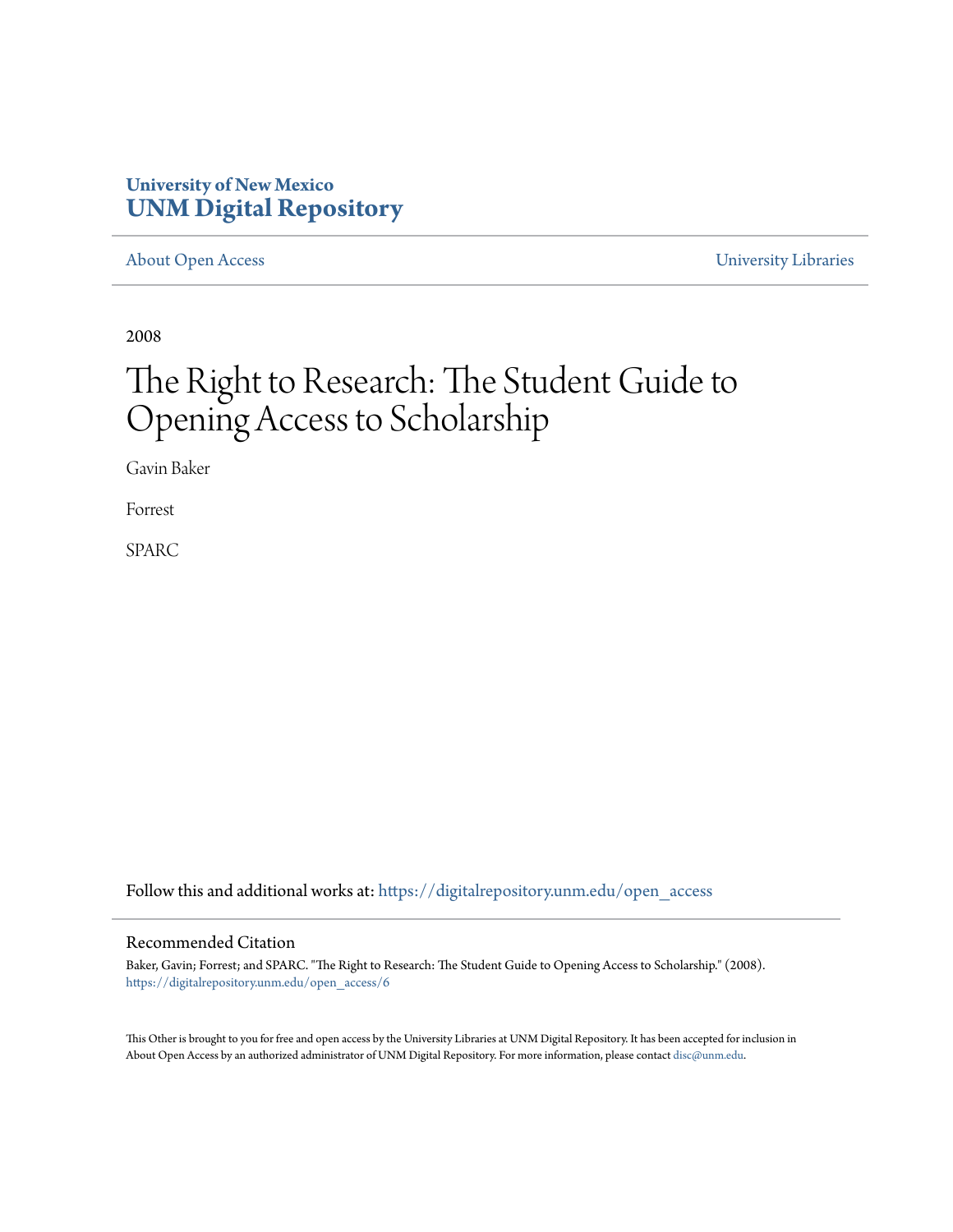**University of New Mexico**
**UNM Digital Repository**

About Open Access | University Libraries

2008

# The Right to Research: The Student Guide to Opening Access to Scholarship

Gavin Baker

Forrest

SPARC

Follow this and additional works at: https://digitalrepository.unm.edu/open_access

## Recommended Citation

Baker, Gavin; Forrest; and SPARC. "The Right to Research: The Student Guide to Opening Access to Scholarship." (2008). https://digitalrepository.unm.edu/open_access/6

This Other is brought to you for free and open access by the University Libraries at UNM Digital Repository. It has been accepted for inclusion in About Open Access by an authorized administrator of UNM Digital Repository. For more information, please contact disc@unm.edu.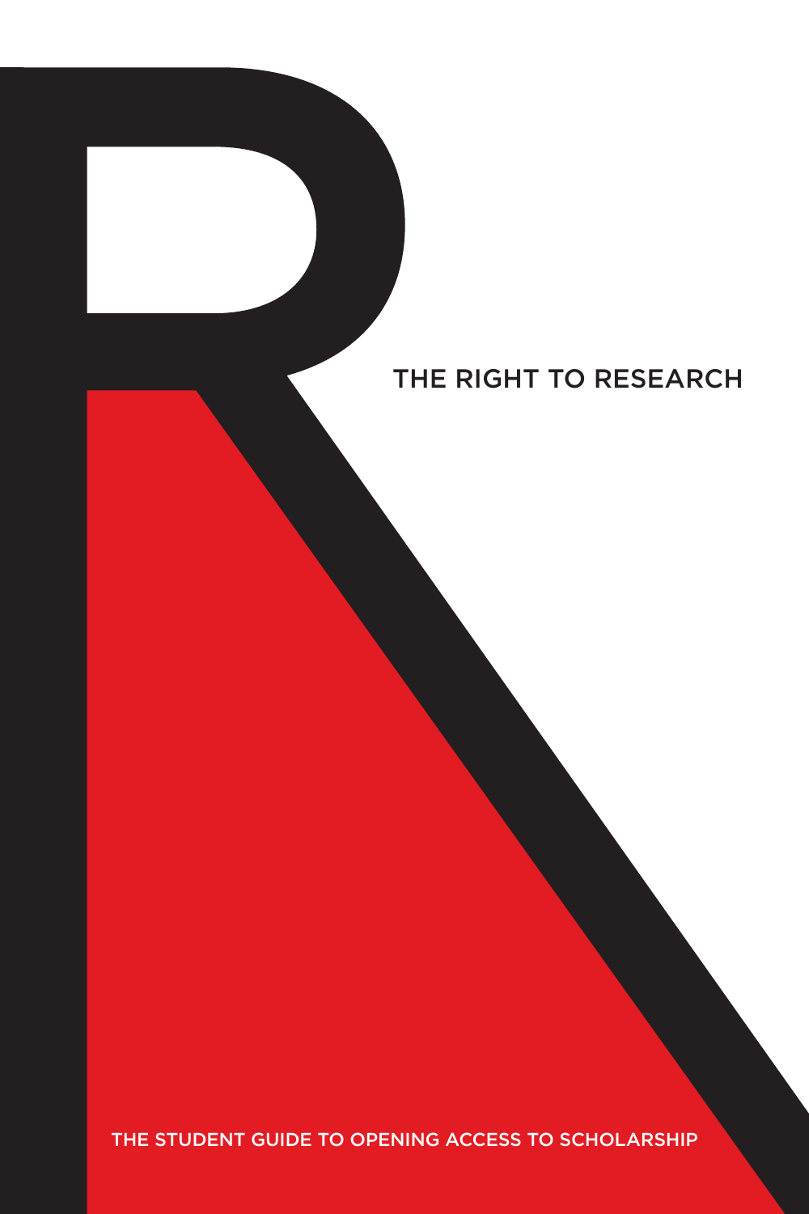# THE RIGHT TO RESEARCH

THE STUDENT GUIDE TO OPENING ACCESS TO SCHOLARSHIP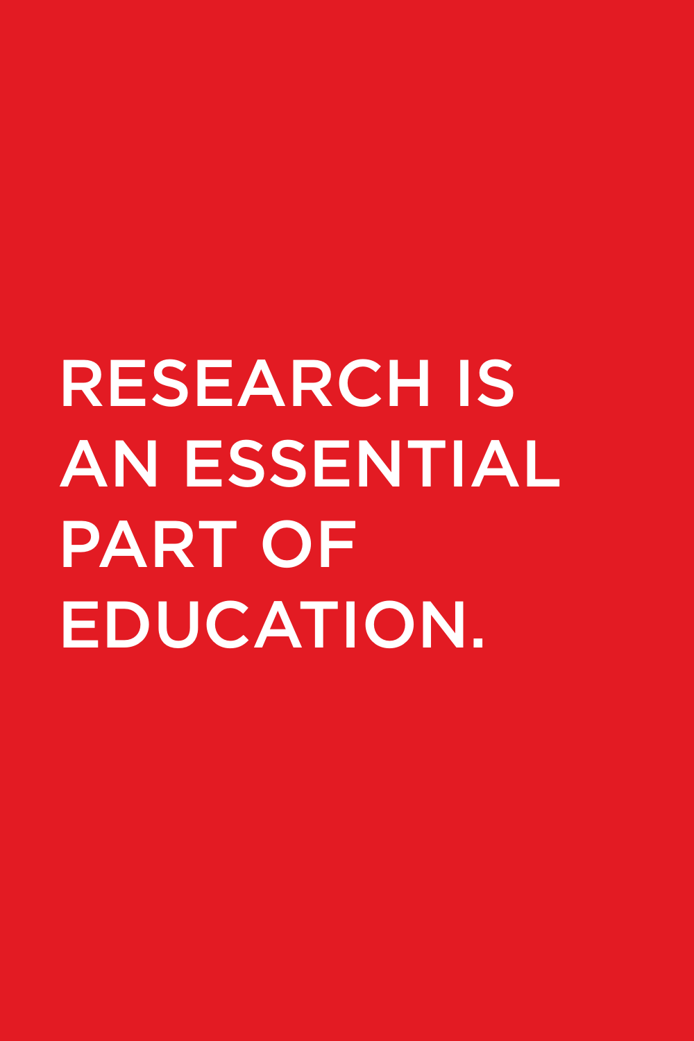# RESEARCH IS AN ESSENTIAL PART OF EDUCATION.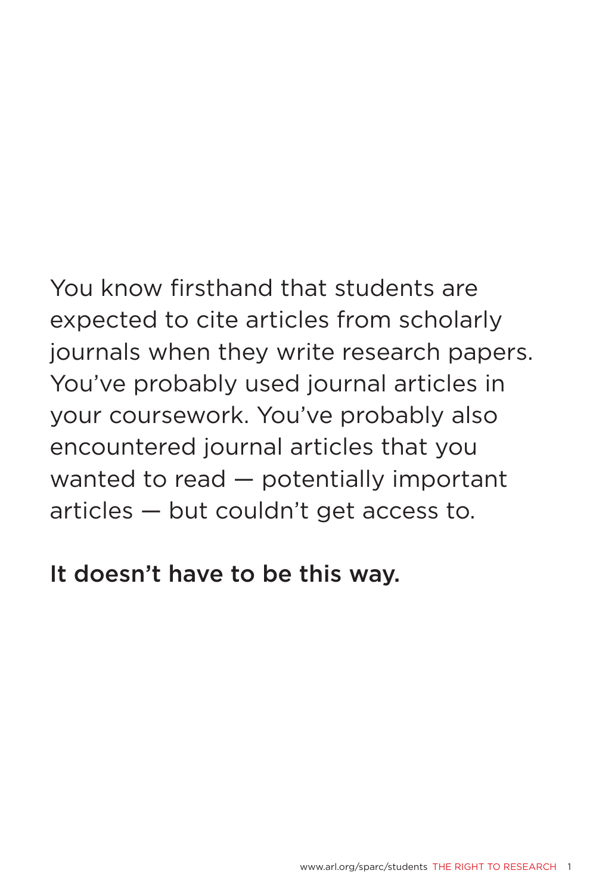You know firsthand that students are expected to cite articles from scholarly journals when they write research papers. You've probably used journal articles in your coursework. You've probably also encountered journal articles that you wanted to read — potentially important articles — but couldn't get access to.

**It doesn't have to be this way.**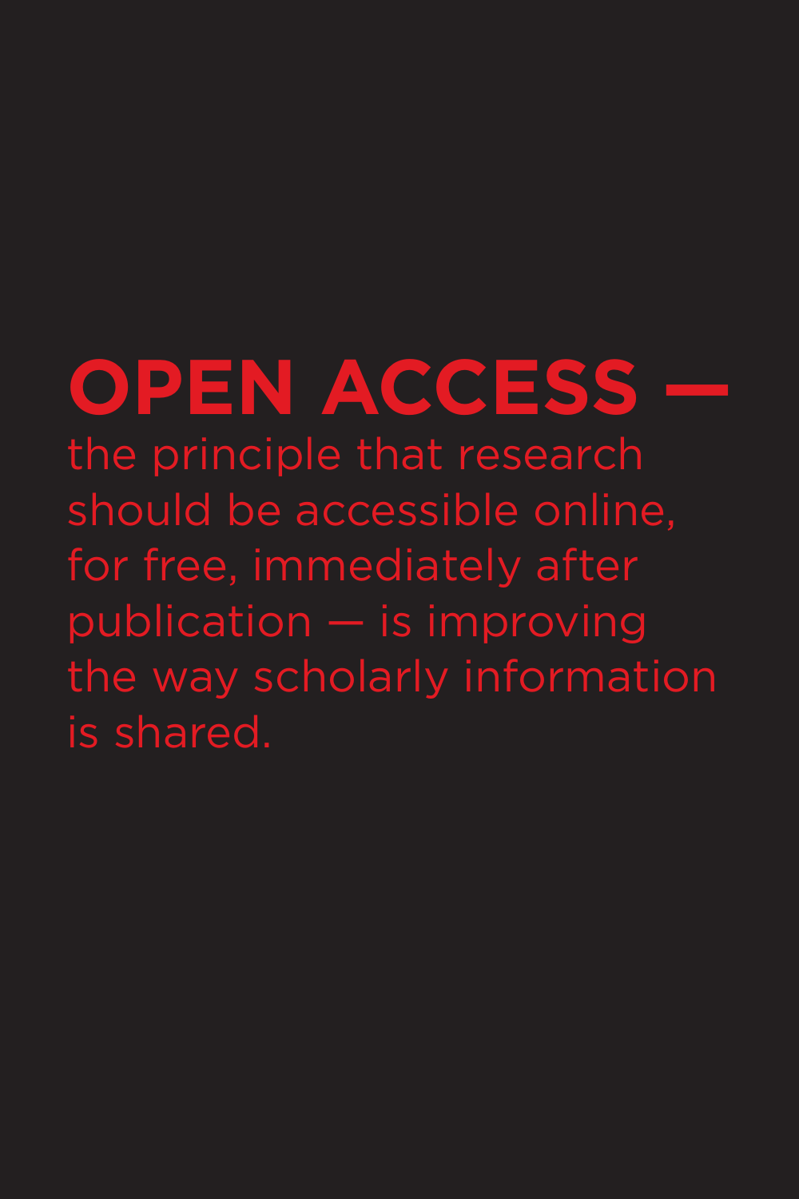**OPEN ACCESS —** the principle that research should be accessible online, for free, immediately after publication — is improving the way scholarly information is shared.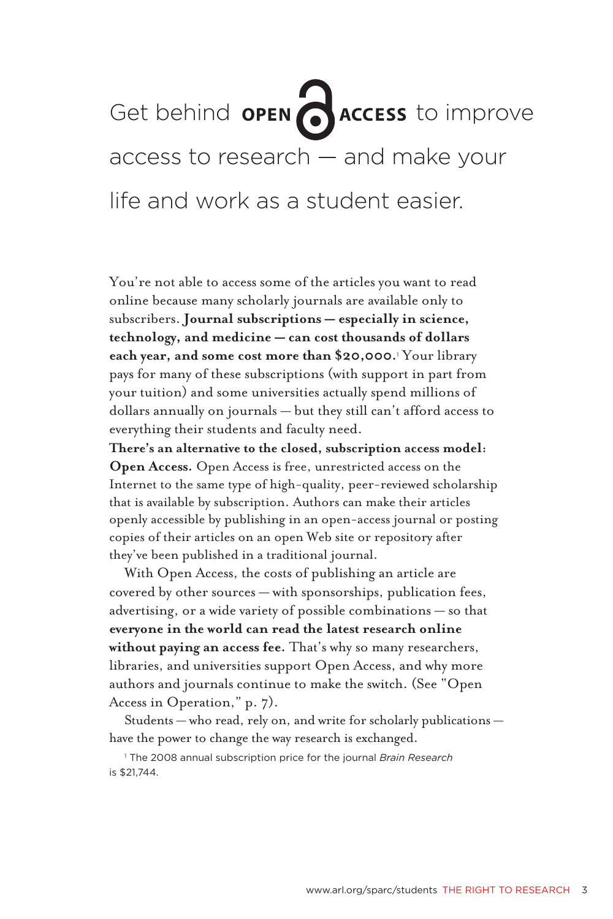# Get behind OPEN ACCESS to improve access to research — and make your life and work as a student easier.

You're not able to access some of the articles you want to read online because many scholarly journals are available only to subscribers. **Journal subscriptions — especially in science, technology, and medicine — can cost thousands of dollars each year, and some cost more than $20,000.**[1] Your library pays for many of these subscriptions (with support in part from your tuition) and some universities actually spend millions of dollars annually on journals — but they still can't afford access to everything their students and faculty need.

**There's an alternative to the closed, subscription access model: Open Access.** Open Access is free, unrestricted access on the Internet to the same type of high-quality, peer-reviewed scholarship that is available by subscription. Authors can make their articles openly accessible by publishing in an open-access journal or posting copies of their articles on an open Web site or repository after they've been published in a traditional journal.

With Open Access, the costs of publishing an article are covered by other sources — with sponsorships, publication fees, advertising, or a wide variety of possible combinations — so that **everyone in the world can read the latest research online without paying an access fee.** That's why so many researchers, libraries, and universities support Open Access, and why more authors and journals continue to make the switch. (See "Open Access in Operation," p. 7).

Students — who read, rely on, and write for scholarly publications — have the power to change the way research is exchanged.

[1] The 2008 annual subscription price for the journal *Brain Research* is $21,744.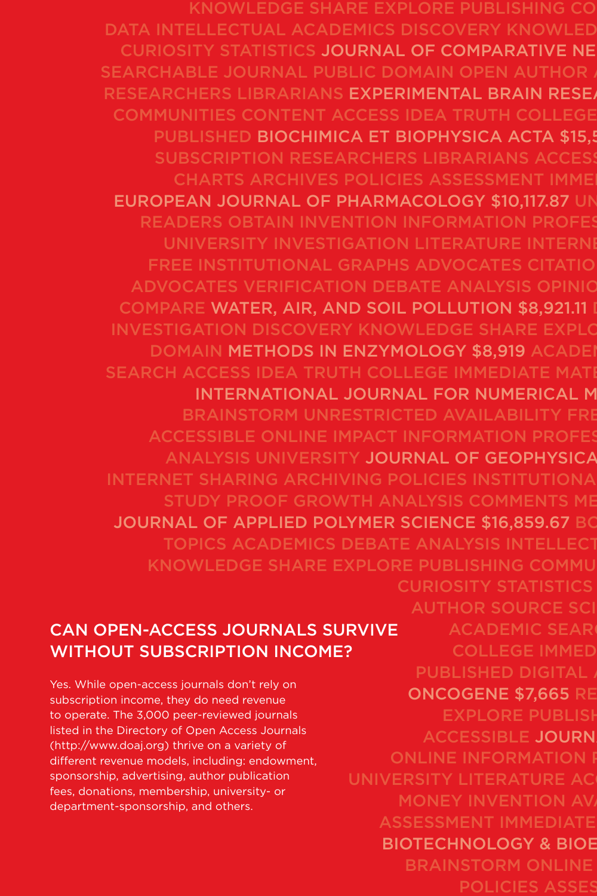## CAN OPEN-ACCESS JOURNALS SURVIVE WITHOUT SUBSCRIPTION INCOME?

Yes. While open-access journals don't rely on subscription income, they do need revenue to operate. The 3,000 peer-reviewed journals listed in the Directory of Open Access Journals (http://www.doaj.org) thrive on a variety of different revenue models, including: endowment, sponsorship, advertising, author publication fees, donations, membership, university- or department-sponsorship, and others.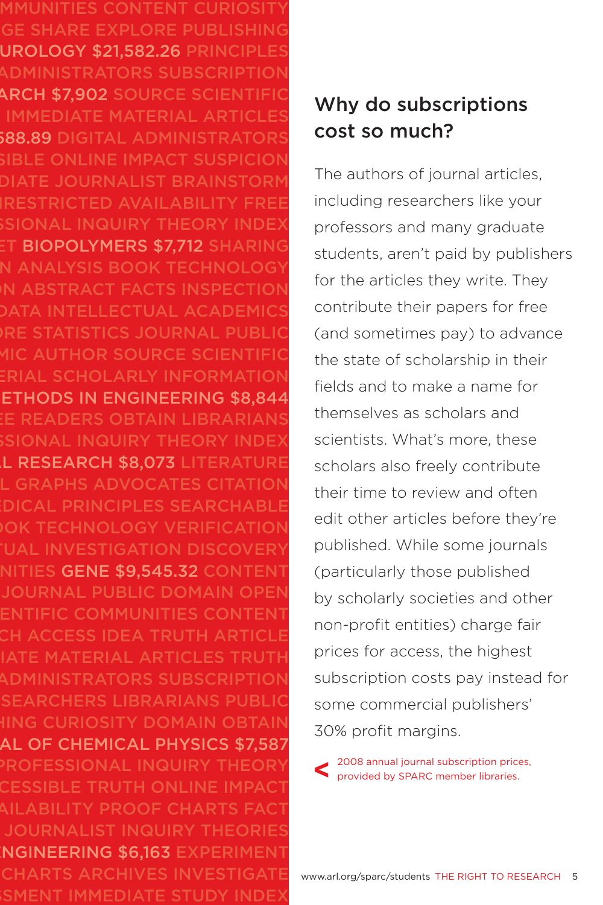MMUNITIES CONTENT CURIOSITY
GE SHARE EXPLORE PUBLISHING
UROLOGY $21,582.26 PRINCIPLES
ADMINISTRATORS SUBSCRIPTION
ARCH $7,902 SOURCE SCIENTIFIC
IMMEDIATE MATERIAL ARTICLES
588.89 DIGITAL ADMINISTRATORS
SIBLE ONLINE IMPACT SUSPICION
DIATE JOURNALIST BRAINSTORM
IRESTRICTED AVAILABILITY FREE
SSIONAL INQUIRY THEORY INDEX
ET BIOPOLYMERS $7,712 SHARING
N ANALYSIS BOOK TECHNOLOGY
ON ABSTRACT FACTS INSPECTION
DATA INTELLECTUAL ACADEMICS
ORE STATISTICS JOURNAL PUBLIC
MIC AUTHOR SOURCE SCIENTIFIC
ERIAL SCHOLARLY INFORMATION
ETHODS IN ENGINEERING $8,844
EE READERS OBTAIN LIBRARIANS
SSIONAL INQUIRY THEORY INDEX
L RESEARCH $8,073 LITERATURE
L GRAPHS ADVOCATES CITATION
EDICAL PRINCIPLES SEARCHABLE
OOK TECHNOLOGY VERIFICATION
TUAL INVESTIGATION DISCOVERY
NITIES GENE $9,545.32 CONTENT
JOURNAL PUBLIC DOMAIN OPEN
ENTIFIC COMMUNITIES CONTENT
CH ACCESS IDEA TRUTH ARTICLE
IATE MATERIAL ARTICLES TRUTH
ADMINISTRATORS SUBSCRIPTION
SEARCHERS LIBRARIANS PUBLIC
HING CURIOSITY DOMAIN OBTAIN
AL OF CHEMICAL PHYSICS $7,587
PROFESSIONAL INQUIRY THEORY
CESSIBLE TRUTH ONLINE IMPACT
AILABILITY PROOF CHARTS FACT
JOURNALIST INQUIRY THEORIES
NGINEERING $6,163 EXPERIMENT
CHARTS ARCHIVES INVESTIGATE
SMENT IMMEDIATE STUDY INDEX

## Why do subscriptions cost so much?

The authors of journal articles, including researchers like your professors and many graduate students, aren't paid by publishers for the articles they write. They contribute their papers for free (and sometimes pay) to advance the state of scholarship in their fields and to make a name for themselves as scholars and scientists. What's more, these scholars also freely contribute their time to review and often edit other articles before they're published. While some journals (particularly those published by scholarly societies and other non-profit entities) charge fair prices for access, the highest subscription costs pay instead for some commercial publishers' 30% profit margins.

< 2008 annual journal subscription prices, provided by SPARC member libraries.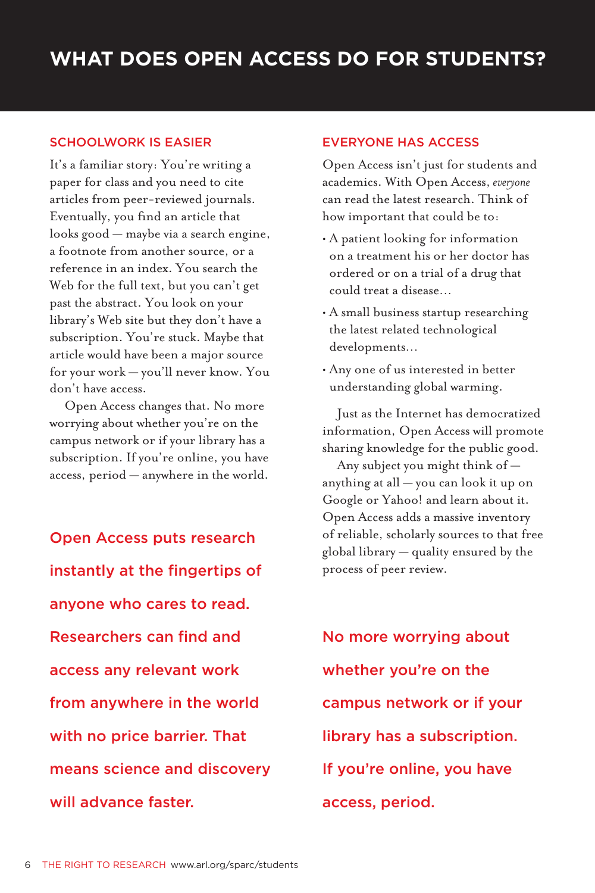# WHAT DOES OPEN ACCESS DO FOR STUDENTS?

## SCHOOLWORK IS EASIER

It's a familiar story: You're writing a paper for class and you need to cite articles from peer-reviewed journals. Eventually, you find an article that looks good — maybe via a search engine, a footnote from another source, or a reference in an index. You search the Web for the full text, but you can't get past the abstract. You look on your library's Web site but they don't have a subscription. You're stuck. Maybe that article would have been a major source for your work — you'll never know. You don't have access.

Open Access changes that. No more worrying about whether you're on the campus network or if your library has a subscription. If you're online, you have access, period — anywhere in the world.

**Open Access puts research instantly at the fingertips of anyone who cares to read. Researchers can find and access any relevant work from anywhere in the world with no price barrier. That means science and discovery will advance faster.**

## EVERYONE HAS ACCESS

Open Access isn't just for students and academics. With Open Access, *everyone* can read the latest research. Think of how important that could be to:

- A patient looking for information on a treatment his or her doctor has ordered or on a trial of a drug that could treat a disease…
- A small business startup researching the latest related technological developments…
- Any one of us interested in better understanding global warming.

Just as the Internet has democratized information, Open Access will promote sharing knowledge for the public good.

Any subject you might think of — anything at all — you can look it up on Google or Yahoo! and learn about it. Open Access adds a massive inventory of reliable, scholarly sources to that free global library — quality ensured by the process of peer review.

**No more worrying about whether you're on the campus network or if your library has a subscription. If you're online, you have access, period.**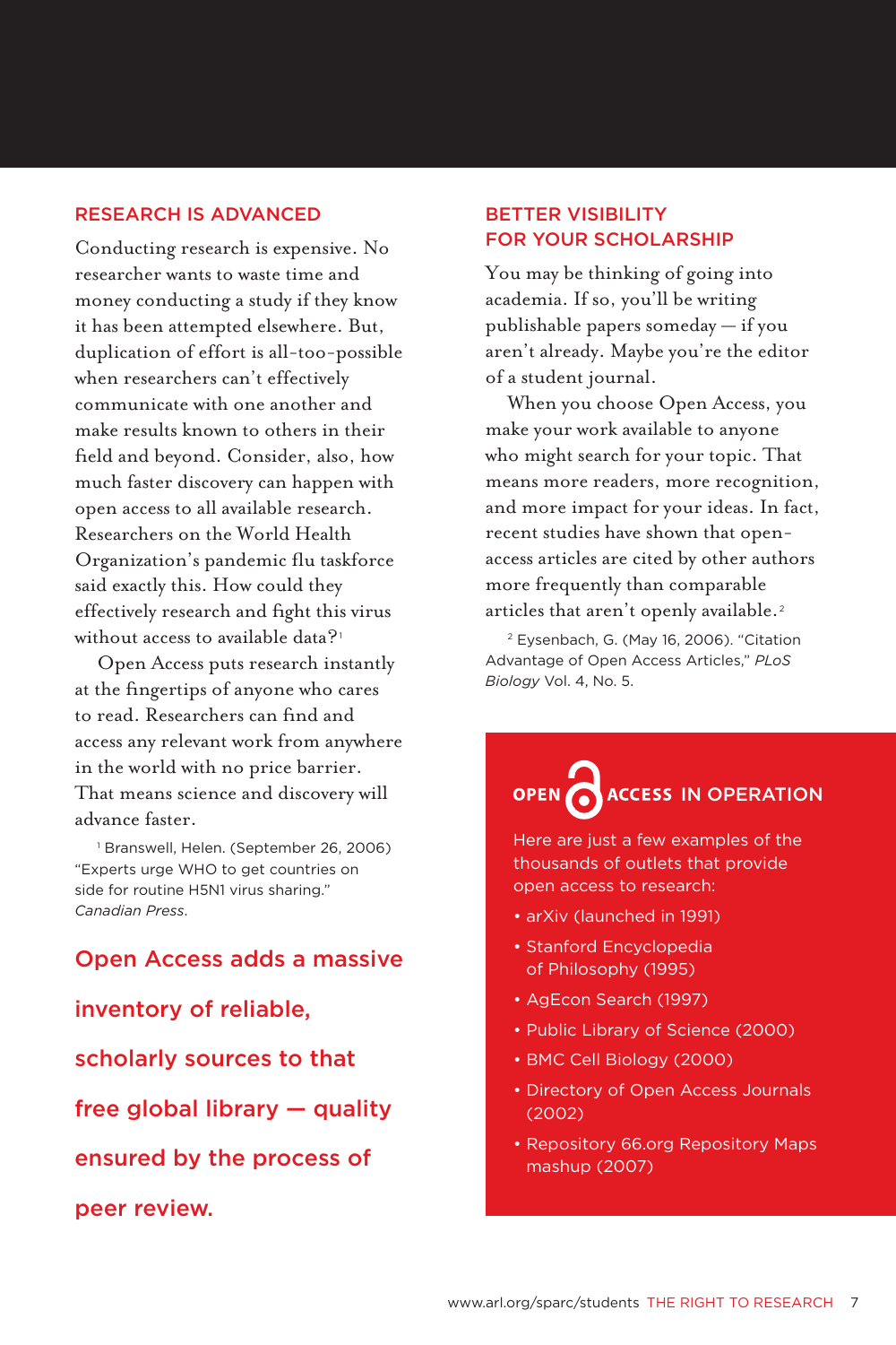## RESEARCH IS ADVANCED

Conducting research is expensive. No researcher wants to waste time and money conducting a study if they know it has been attempted elsewhere. But, duplication of effort is all-too-possible when researchers can't effectively communicate with one another and make results known to others in their field and beyond. Consider, also, how much faster discovery can happen with open access to all available research. Researchers on the World Health Organization's pandemic flu taskforce said exactly this. How could they effectively research and fight this virus without access to available data?[1]

Open Access puts research instantly at the fingertips of anyone who cares to read. Researchers can find and access any relevant work from anywhere in the world with no price barrier. That means science and discovery will advance faster.

[1] Branswell, Helen. (September 26, 2006) "Experts urge WHO to get countries on side for routine H5N1 virus sharing." *Canadian Press*.

**Open Access adds a massive inventory of reliable, scholarly sources to that free global library — quality ensured by the process of peer review.**

## BETTER VISIBILITY FOR YOUR SCHOLARSHIP

You may be thinking of going into academia. If so, you'll be writing publishable papers someday — if you aren't already. Maybe you're the editor of a student journal.

When you choose Open Access, you make your work available to anyone who might search for your topic. That means more readers, more recognition, and more impact for your ideas. In fact, recent studies have shown that open-access articles are cited by other authors more frequently than comparable articles that aren't openly available.[2]

[2] Eysenbach, G. (May 16, 2006). "Citation Advantage of Open Access Articles," *PLoS Biology* Vol. 4, No. 5.

### OPEN ACCESS IN OPERATION

Here are just a few examples of the thousands of outlets that provide open access to research:

- arXiv (launched in 1991)
- Stanford Encyclopedia of Philosophy (1995)
- AgEcon Search (1997)
- Public Library of Science (2000)
- BMC Cell Biology (2000)
- Directory of Open Access Journals (2002)
- Repository 66.org Repository Maps mashup (2007)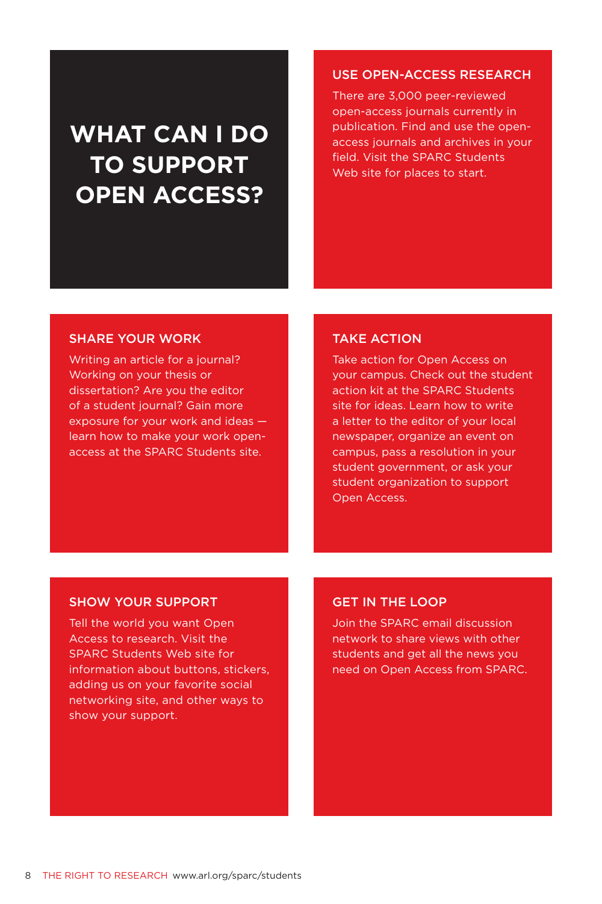# WHAT CAN I DO TO SUPPORT OPEN ACCESS?

## USE OPEN-ACCESS RESEARCH

There are 3,000 peer-reviewed open-access journals currently in publication. Find and use the open-access journals and archives in your field. Visit the SPARC Students Web site for places to start.

## SHARE YOUR WORK

Writing an article for a journal? Working on your thesis or dissertation? Are you the editor of a student journal? Gain more exposure for your work and ideas — learn how to make your work open-access at the SPARC Students site.

## TAKE ACTION

Take action for Open Access on your campus. Check out the student action kit at the SPARC Students site for ideas. Learn how to write a letter to the editor of your local newspaper, organize an event on campus, pass a resolution in your student government, or ask your student organization to support Open Access.

## SHOW YOUR SUPPORT

Tell the world you want Open Access to research. Visit the SPARC Students Web site for information about buttons, stickers, adding us on your favorite social networking site, and other ways to show your support.

## GET IN THE LOOP

Join the SPARC email discussion network to share views with other students and get all the news you need on Open Access from SPARC.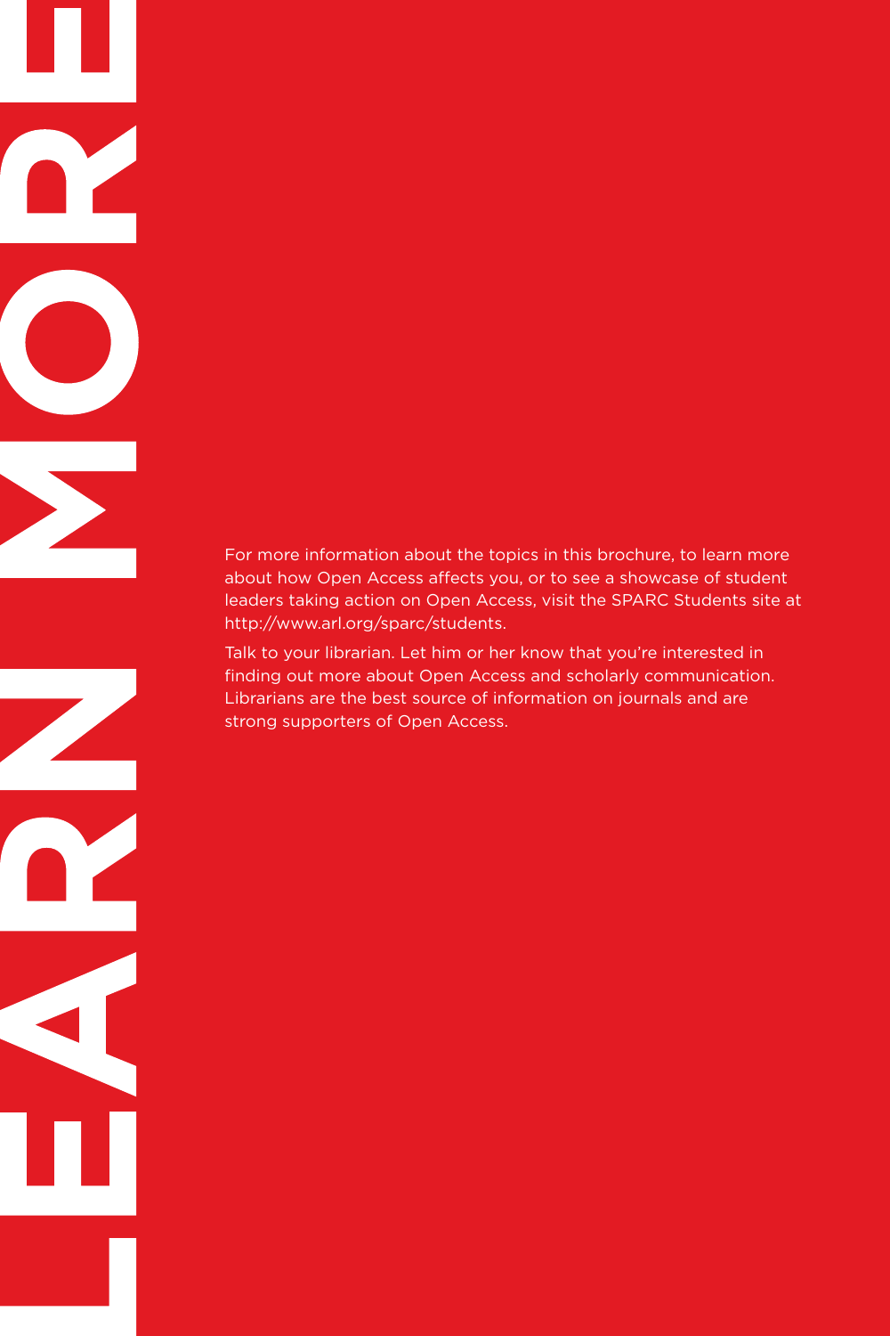# LEARN MORE

For more information about the topics in this brochure, to learn more about how Open Access affects you, or to see a showcase of student leaders taking action on Open Access, visit the SPARC Students site at http://www.arl.org/sparc/students.

Talk to your librarian. Let him or her know that you're interested in finding out more about Open Access and scholarly communication. Librarians are the best source of information on journals and are strong supporters of Open Access.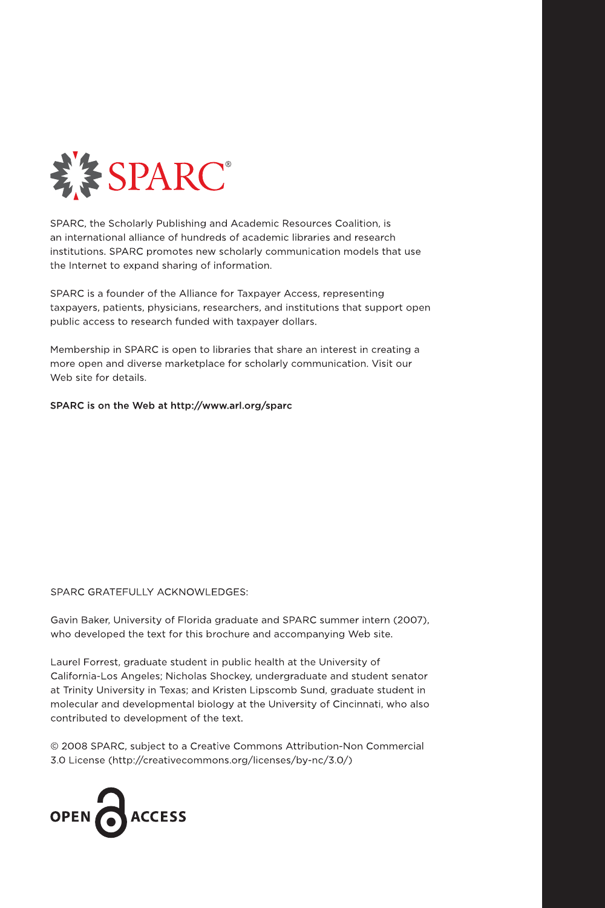SPARC®

SPARC, the Scholarly Publishing and Academic Resources Coalition, is an international alliance of hundreds of academic libraries and research institutions. SPARC promotes new scholarly communication models that use the Internet to expand sharing of information.

SPARC is a founder of the Alliance for Taxpayer Access, representing taxpayers, patients, physicians, researchers, and institutions that support open public access to research funded with taxpayer dollars.

Membership in SPARC is open to libraries that share an interest in creating a more open and diverse marketplace for scholarly communication. Visit our Web site for details.

**SPARC is on the Web at http://www.arl.org/sparc**

SPARC GRATEFULLY ACKNOWLEDGES:

Gavin Baker, University of Florida graduate and SPARC summer intern (2007), who developed the text for this brochure and accompanying Web site.

Laurel Forrest, graduate student in public health at the University of California-Los Angeles; Nicholas Shockey, undergraduate and student senator at Trinity University in Texas; and Kristen Lipscomb Sund, graduate student in molecular and developmental biology at the University of Cincinnati, who also contributed to development of the text.

© 2008 SPARC, subject to a Creative Commons Attribution-Non Commercial 3.0 License (http://creativecommons.org/licenses/by-nc/3.0/)

OPEN ACCESS